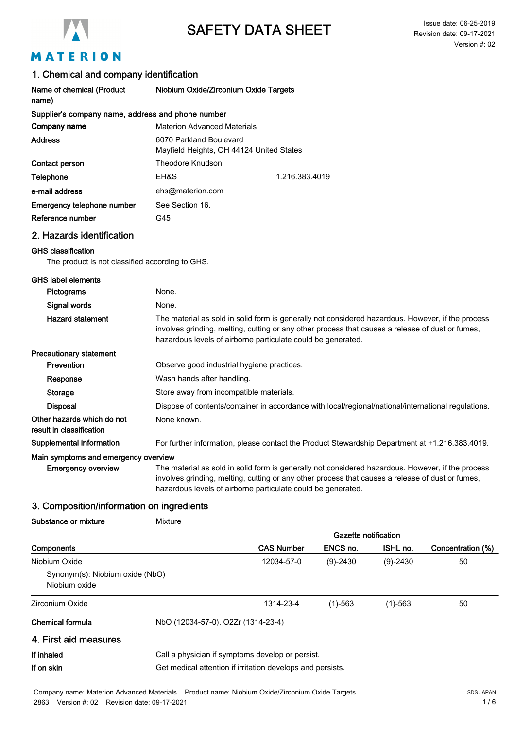# SAFETY DATA SHEET

Issue date: 06-25-2019
Revision date: 09-17-2021
Version #: 02

## 1. Chemical and company identification

| | |
|---|---|
| **Name of chemical (Product name)** | **Niobium Oxide/Zirconium Oxide Targets** |

**Supplier's company name, address and phone number**

| | | |
|---|---|---|
| **Company name** | Materion Advanced Materials | |
| **Address** | 6070 Parkland Boulevard<br>Mayfield Heights, OH 44124 United States | |
| **Contact person** | Theodore Knudson | |
| **Telephone** | EH&S | 1.216.383.4019 |
| **e-mail address** | ehs@materion.com | |
| **Emergency telephone number** | See Section 16. | |
| **Reference number** | G45 | |

## 2. Hazards identification

**GHS classification**

The product is not classified according to GHS.

**GHS label elements**

| | |
|---|---|
| **Pictograms** | None. |
| **Signal words** | None. |
| **Hazard statement** | The material as sold in solid form is generally not considered hazardous. However, if the process involves grinding, melting, cutting or any other process that causes a release of dust or fumes, hazardous levels of airborne particulate could be generated. |

**Precautionary statement**

| | |
|---|---|
| **Prevention** | Observe good industrial hygiene practices. |
| **Response** | Wash hands after handling. |
| **Storage** | Store away from incompatible materials. |
| **Disposal** | Dispose of contents/container in accordance with local/regional/national/international regulations. |
| **Other hazards which do not result in classification** | None known. |
| **Supplemental information** | For further information, please contact the Product Stewardship Department at +1.216.383.4019. |

**Main symptoms and emergency overview**

| | |
|---|---|
| **Emergency overview** | The material as sold in solid form is generally not considered hazardous. However, if the process involves grinding, melting, cutting or any other process that causes a release of dust or fumes, hazardous levels of airborne particulate could be generated. |

## 3. Composition/information on ingredients

**Substance or mixture** Mixture

| | | Gazette notification | | |
|---|---|---|---|---|
| **Components** | **CAS Number** | **ENCS no.** | **ISHL no.** | **Concentration (%)** |
| Niobium Oxide<br>Synonym(s): Niobium oxide (NbO)<br>Niobium oxide | 12034-57-0 | (9)-2430 | (9)-2430 | 50 |
| Zirconium Oxide | 1314-23-4 | (1)-563 | (1)-563 | 50 |

**Chemical formula** NbO (12034-57-0), O2Zr (1314-23-4)

## 4. First aid measures

| | |
|---|---|
| **If inhaled** | Call a physician if symptoms develop or persist. |
| **If on skin** | Get medical attention if irritation develops and persists. |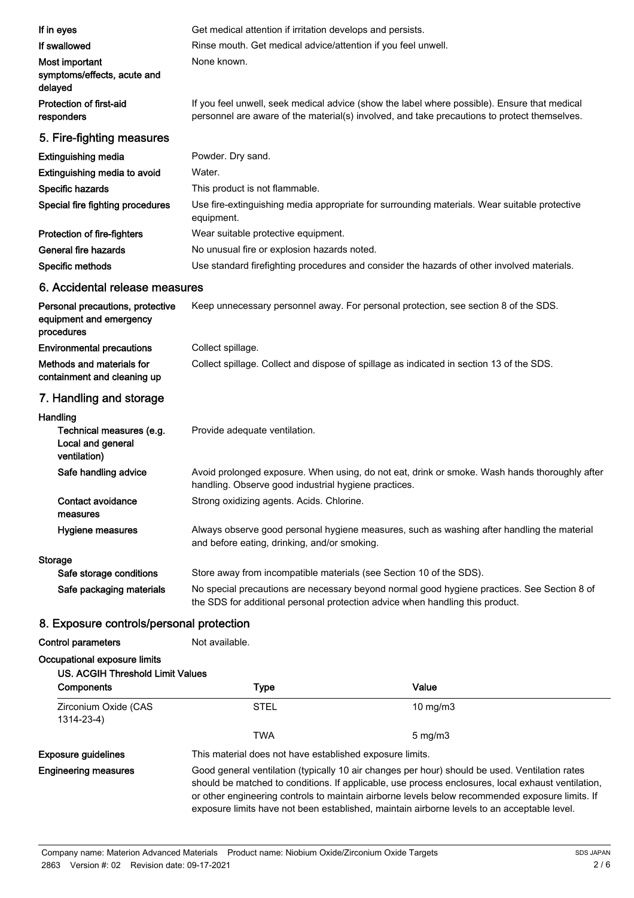| | |
|---|---|
| **If in eyes** | Get medical attention if irritation develops and persists. |
| **If swallowed** | Rinse mouth. Get medical advice/attention if you feel unwell. |
| **Most important symptoms/effects, acute and delayed** | None known. |
| **Protection of first-aid responders** | If you feel unwell, seek medical advice (show the label where possible). Ensure that medical personnel are aware of the material(s) involved, and take precautions to protect themselves. |

## 5. Fire-fighting measures

| | |
|---|---|
| **Extinguishing media** | Powder. Dry sand. |
| **Extinguishing media to avoid** | Water. |
| **Specific hazards** | This product is not flammable. |
| **Special fire fighting procedures** | Use fire-extinguishing media appropriate for surrounding materials. Wear suitable protective equipment. |
| **Protection of fire-fighters** | Wear suitable protective equipment. |
| **General fire hazards** | No unusual fire or explosion hazards noted. |
| **Specific methods** | Use standard firefighting procedures and consider the hazards of other involved materials. |

## 6. Accidental release measures

| | |
|---|---|
| **Personal precautions, protective equipment and emergency procedures** | Keep unnecessary personnel away. For personal protection, see section 8 of the SDS. |
| **Environmental precautions** | Collect spillage. |
| **Methods and materials for containment and cleaning up** | Collect spillage. Collect and dispose of spillage as indicated in section 13 of the SDS. |

## 7. Handling and storage

**Handling**

| | |
|---|---|
| **Technical measures (e.g. Local and general ventilation)** | Provide adequate ventilation. |
| **Safe handling advice** | Avoid prolonged exposure. When using, do not eat, drink or smoke. Wash hands thoroughly after handling. Observe good industrial hygiene practices. |
| **Contact avoidance measures** | Strong oxidizing agents. Acids. Chlorine. |
| **Hygiene measures** | Always observe good personal hygiene measures, such as washing after handling the material and before eating, drinking, and/or smoking. |

**Storage**

| | |
|---|---|
| **Safe storage conditions** | Store away from incompatible materials (see Section 10 of the SDS). |
| **Safe packaging materials** | No special precautions are necessary beyond normal good hygiene practices. See Section 8 of the SDS for additional personal protection advice when handling this product. |

## 8. Exposure controls/personal protection

**Control parameters** Not available.

**Occupational exposure limits**

**US. ACGIH Threshold Limit Values**

| Components | Type | Value |
|---|---|---|
| Zirconium Oxide (CAS 1314-23-4) | STEL | 10 mg/m3 |
| | TWA | 5 mg/m3 |

| | |
|---|---|
| **Exposure guidelines** | This material does not have established exposure limits. |
| **Engineering measures** | Good general ventilation (typically 10 air changes per hour) should be used. Ventilation rates should be matched to conditions. If applicable, use process enclosures, local exhaust ventilation, or other engineering controls to maintain airborne levels below recommended exposure limits. If exposure limits have not been established, maintain airborne levels to an acceptable level. |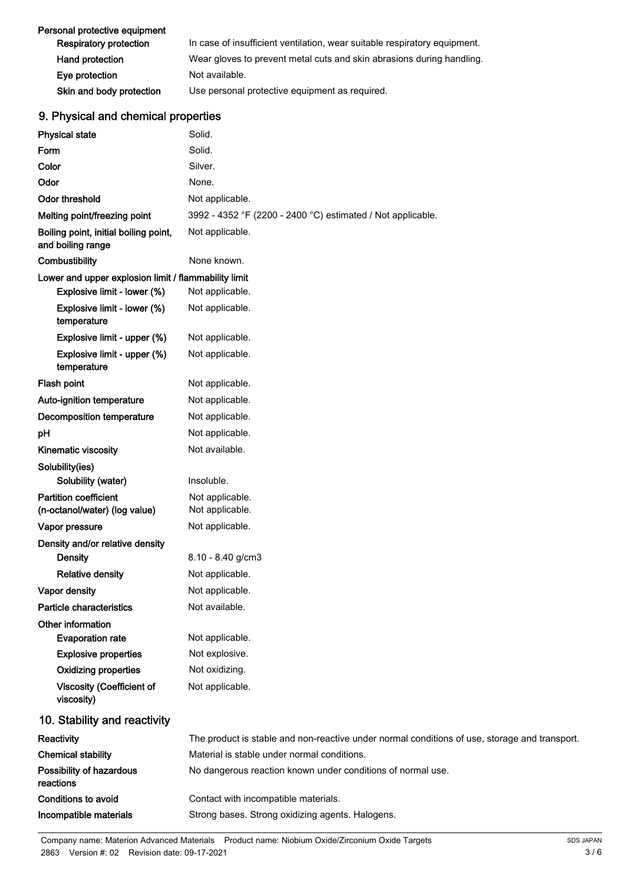**Personal protective equipment**

| | |
|---|---|
| **Respiratory protection** | In case of insufficient ventilation, wear suitable respiratory equipment. |
| **Hand protection** | Wear gloves to prevent metal cuts and skin abrasions during handling. |
| **Eye protection** | Not available. |
| **Skin and body protection** | Use personal protective equipment as required. |

## 9. Physical and chemical properties

| | |
|---|---|
| **Physical state** | Solid. |
| **Form** | Solid. |
| **Color** | Silver. |
| **Odor** | None. |
| **Odor threshold** | Not applicable. |
| **Melting point/freezing point** | 3992 - 4352 °F (2200 - 2400 °C) estimated / Not applicable. |
| **Boiling point, initial boiling point, and boiling range** | Not applicable. |
| **Combustibility** | None known. |
| **Lower and upper explosion limit / flammability limit** | |
| **Explosive limit - lower (%)** | Not applicable. |
| **Explosive limit - lower (%) temperature** | Not applicable. |
| **Explosive limit - upper (%)** | Not applicable. |
| **Explosive limit - upper (%) temperature** | Not applicable. |
| **Flash point** | Not applicable. |
| **Auto-ignition temperature** | Not applicable. |
| **Decomposition temperature** | Not applicable. |
| **pH** | Not applicable. |
| **Kinematic viscosity** | Not available. |
| **Solubility(ies)** | |
| **Solubility (water)** | Insoluble. |
| **Partition coefficient (n-octanol/water) (log value)** | Not applicable. Not applicable. |
| **Vapor pressure** | Not applicable. |
| **Density and/or relative density** | |
| **Density** | 8.10 - 8.40 g/cm3 |
| **Relative density** | Not applicable. |
| **Vapor density** | Not applicable. |
| **Particle characteristics** | Not available. |
| **Other information** | |
| **Evaporation rate** | Not applicable. |
| **Explosive properties** | Not explosive. |
| **Oxidizing properties** | Not oxidizing. |
| **Viscosity (Coefficient of viscosity)** | Not applicable. |

## 10. Stability and reactivity

| | |
|---|---|
| **Reactivity** | The product is stable and non-reactive under normal conditions of use, storage and transport. |
| **Chemical stability** | Material is stable under normal conditions. |
| **Possibility of hazardous reactions** | No dangerous reaction known under conditions of normal use. |
| **Conditions to avoid** | Contact with incompatible materials. |
| **Incompatible materials** | Strong bases. Strong oxidizing agents. Halogens. |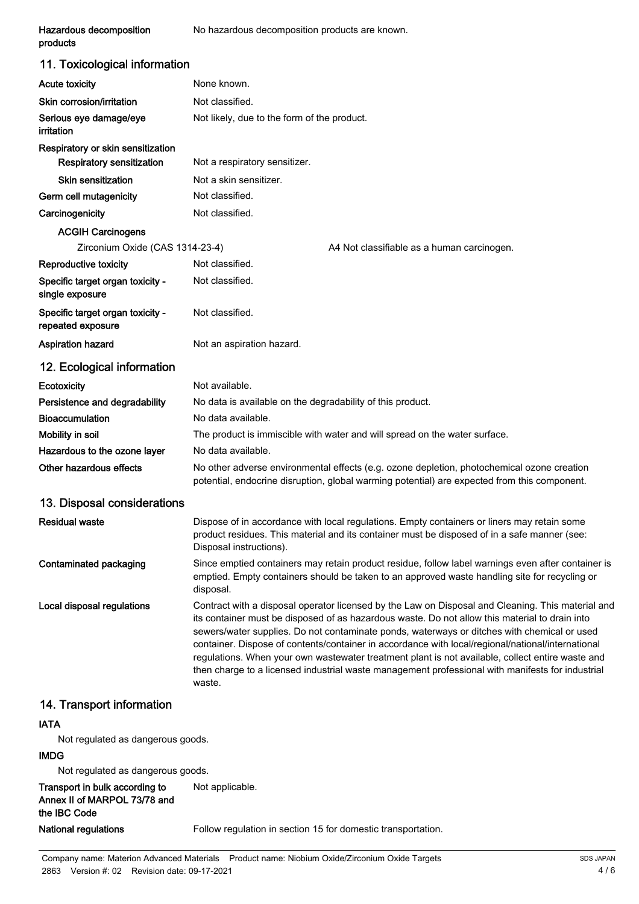| | |
|---|---|
| **Hazardous decomposition products** | No hazardous decomposition products are known. |

## 11. Toxicological information

| | | |
|---|---|---|
| **Acute toxicity** | None known. | |
| **Skin corrosion/irritation** | Not classified. | |
| **Serious eye damage/eye irritation** | Not likely, due to the form of the product. | |
| **Respiratory or skin sensitization** | | |
| **Respiratory sensitization** | Not a respiratory sensitizer. | |
| **Skin sensitization** | Not a skin sensitizer. | |
| **Germ cell mutagenicity** | Not classified. | |
| **Carcinogenicity** | Not classified. | |
| **ACGIH Carcinogens** | | |
| Zirconium Oxide (CAS 1314-23-4) | | A4 Not classifiable as a human carcinogen. |
| **Reproductive toxicity** | Not classified. | |
| **Specific target organ toxicity - single exposure** | Not classified. | |
| **Specific target organ toxicity - repeated exposure** | Not classified. | |
| **Aspiration hazard** | Not an aspiration hazard. | |

## 12. Ecological information

| | |
|---|---|
| **Ecotoxicity** | Not available. |
| **Persistence and degradability** | No data is available on the degradability of this product. |
| **Bioaccumulation** | No data available. |
| **Mobility in soil** | The product is immiscible with water and will spread on the water surface. |
| **Hazardous to the ozone layer** | No data available. |
| **Other hazardous effects** | No other adverse environmental effects (e.g. ozone depletion, photochemical ozone creation potential, endocrine disruption, global warming potential) are expected from this component. |

## 13. Disposal considerations

| | |
|---|---|
| **Residual waste** | Dispose of in accordance with local regulations. Empty containers or liners may retain some product residues. This material and its container must be disposed of in a safe manner (see: Disposal instructions). |
| **Contaminated packaging** | Since emptied containers may retain product residue, follow label warnings even after container is emptied. Empty containers should be taken to an approved waste handling site for recycling or disposal. |
| **Local disposal regulations** | Contract with a disposal operator licensed by the Law on Disposal and Cleaning. This material and its container must be disposed of as hazardous waste. Do not allow this material to drain into sewers/water supplies. Do not contaminate ponds, waterways or ditches with chemical or used container. Dispose of contents/container in accordance with local/regional/national/international regulations. When your own wastewater treatment plant is not available, collect entire waste and then charge to a licensed industrial waste management professional with manifests for industrial waste. |

## 14. Transport information

**IATA**

Not regulated as dangerous goods.

**IMDG**

Not regulated as dangerous goods.

| | |
|---|---|
| **Transport in bulk according to Annex II of MARPOL 73/78 and the IBC Code** | Not applicable. |
| **National regulations** | Follow regulation in section 15 for domestic transportation. |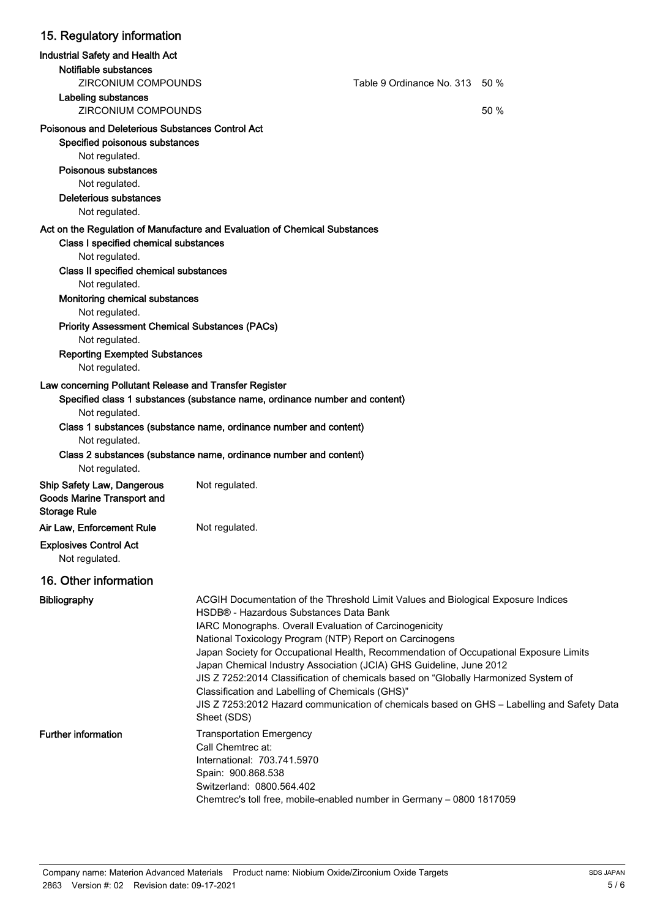## 15. Regulatory information

**Industrial Safety and Health Act**

**Notifiable substances**

| | | |
|---|---|---|
| ZIRCONIUM COMPOUNDS | Table 9 Ordinance No. 313 | 50 % |

**Labeling substances**

| | |
|---|---|
| ZIRCONIUM COMPOUNDS | 50 % |

**Poisonous and Deleterious Substances Control Act**

**Specified poisonous substances**

Not regulated.

**Poisonous substances**

Not regulated.

**Deleterious substances**

Not regulated.

**Act on the Regulation of Manufacture and Evaluation of Chemical Substances**

**Class I specified chemical substances**

Not regulated.

**Class II specified chemical substances**

Not regulated.

**Monitoring chemical substances**

Not regulated.

**Priority Assessment Chemical Substances (PACs)**

Not regulated.

**Reporting Exempted Substances**

Not regulated.

**Law concerning Pollutant Release and Transfer Register**

**Specified class 1 substances (substance name, ordinance number and content)**

Not regulated.

**Class 1 substances (substance name, ordinance number and content)**

Not regulated.

**Class 2 substances (substance name, ordinance number and content)**

Not regulated.

**Ship Safety Law, Dangerous Goods Marine Transport and Storage Rule**

Not regulated.

**Air Law, Enforcement Rule**

Not regulated.

**Explosives Control Act**

Not regulated.

## 16. Other information

**Bibliography**

ACGIH Documentation of the Threshold Limit Values and Biological Exposure Indices
HSDB® - Hazardous Substances Data Bank
IARC Monographs. Overall Evaluation of Carcinogenicity
National Toxicology Program (NTP) Report on Carcinogens
Japan Society for Occupational Health, Recommendation of Occupational Exposure Limits
Japan Chemical Industry Association (JCIA) GHS Guideline, June 2012
JIS Z 7252:2014 Classification of chemicals based on "Globally Harmonized System of Classification and Labelling of Chemicals (GHS)"
JIS Z 7253:2012 Hazard communication of chemicals based on GHS – Labelling and Safety Data Sheet (SDS)

**Further information**

Transportation Emergency
Call Chemtrec at:
International: 703.741.5970
Spain: 900.868.538
Switzerland: 0800.564.402
Chemtrec's toll free, mobile-enabled number in Germany – 0800 1817059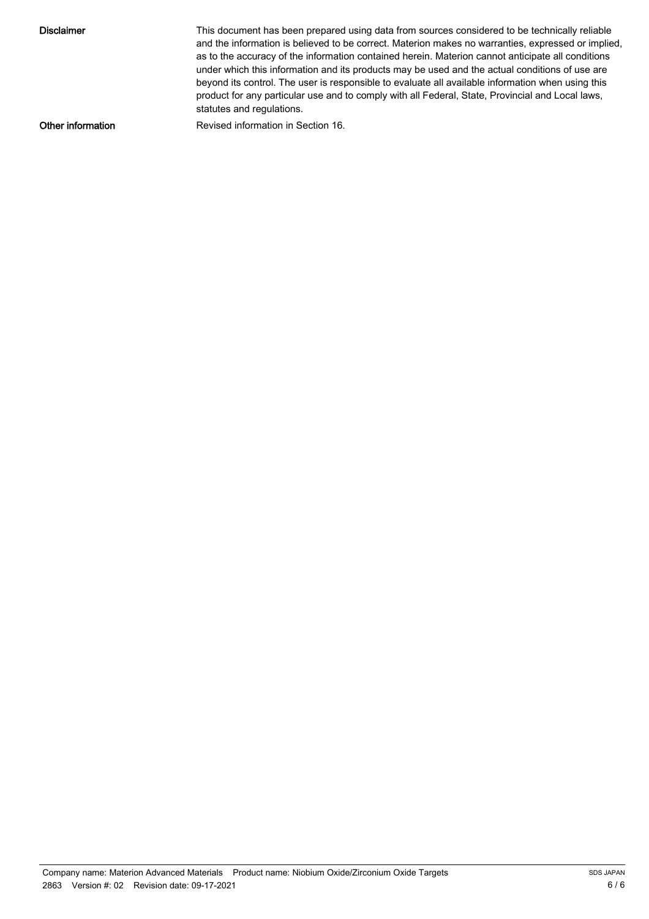**Disclaimer**

This document has been prepared using data from sources considered to be technically reliable and the information is believed to be correct. Materion makes no warranties, expressed or implied, as to the accuracy of the information contained herein. Materion cannot anticipate all conditions under which this information and its products may be used and the actual conditions of use are beyond its control. The user is responsible to evaluate all available information when using this product for any particular use and to comply with all Federal, State, Provincial and Local laws, statutes and regulations.

**Other information**

Revised information in Section 16.